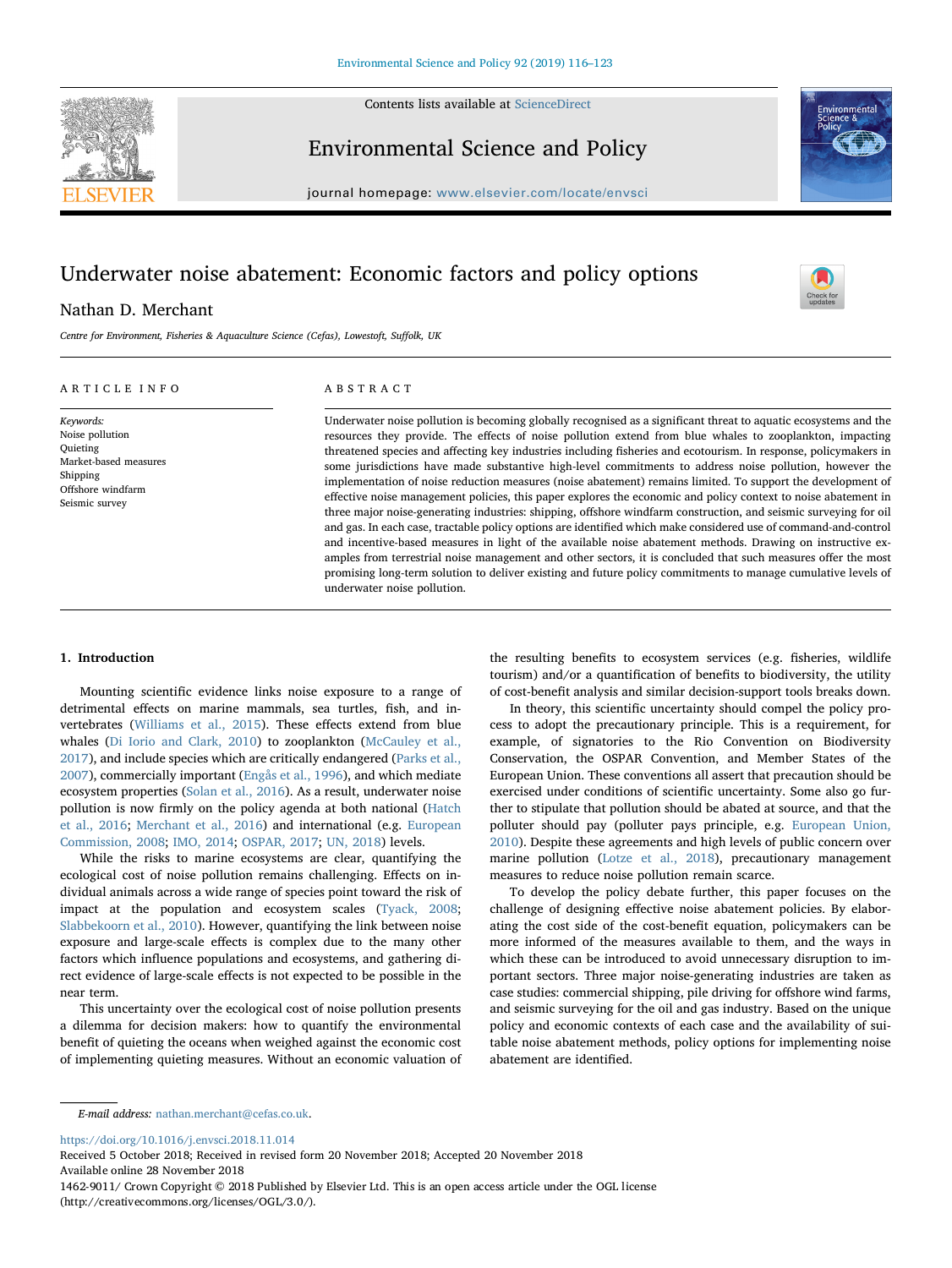# Underwater noise abatement: Economic factors and policy options

Nathan D. Merchant

*Centre for Environment, Fisheries & Aquaculture Science (Cefas), Lowestoft, Suffolk, UK*

## ARTICLE INFO

*Keywords:*
Noise pollution
Quieting
Market-based measures
Shipping
Offshore windfarm
Seismic survey

## ABSTRACT

Underwater noise pollution is becoming globally recognised as a significant threat to aquatic ecosystems and the resources they provide. The effects of noise pollution extend from blue whales to zooplankton, impacting threatened species and affecting key industries including fisheries and ecotourism. In response, policymakers in some jurisdictions have made substantive high-level commitments to address noise pollution, however the implementation of noise reduction measures (noise abatement) remains limited. To support the development of effective noise management policies, this paper explores the economic and policy context to noise abatement in three major noise-generating industries: shipping, offshore windfarm construction, and seismic surveying for oil and gas. In each case, tractable policy options are identified which make considered use of command-and-control and incentive-based measures in light of the available noise abatement methods. Drawing on instructive examples from terrestrial noise management and other sectors, it is concluded that such measures offer the most promising long-term solution to deliver existing and future policy commitments to manage cumulative levels of underwater noise pollution.

## 1. Introduction

Mounting scientific evidence links noise exposure to a range of detrimental effects on marine mammals, sea turtles, fish, and invertebrates (Williams et al., 2015). These effects extend from blue whales (Di Iorio and Clark, 2010) to zooplankton (McCauley et al., 2017), and include species which are critically endangered (Parks et al., 2007), commercially important (Engås et al., 1996), and which mediate ecosystem properties (Solan et al., 2016). As a result, underwater noise pollution is now firmly on the policy agenda at both national (Hatch et al., 2016; Merchant et al., 2016) and international (e.g. European Commission, 2008; IMO, 2014; OSPAR, 2017; UN, 2018) levels.

While the risks to marine ecosystems are clear, quantifying the ecological cost of noise pollution remains challenging. Effects on individual animals across a wide range of species point toward the risk of impact at the population and ecosystem scales (Tyack, 2008; Slabbekoorn et al., 2010). However, quantifying the link between noise exposure and large-scale effects is complex due to the many other factors which influence populations and ecosystems, and gathering direct evidence of large-scale effects is not expected to be possible in the near term.

This uncertainty over the ecological cost of noise pollution presents a dilemma for decision makers: how to quantify the environmental benefit of quieting the oceans when weighed against the economic cost of implementing quieting measures. Without an economic valuation of the resulting benefits to ecosystem services (e.g. fisheries, wildlife tourism) and/or a quantification of benefits to biodiversity, the utility of cost-benefit analysis and similar decision-support tools breaks down.

In theory, this scientific uncertainty should compel the policy process to adopt the precautionary principle. This is a requirement, for example, of signatories to the Rio Convention on Biodiversity Conservation, the OSPAR Convention, and Member States of the European Union. These conventions all assert that precaution should be exercised under conditions of scientific uncertainty. Some also go further to stipulate that pollution should be abated at source, and that the polluter should pay (polluter pays principle, e.g. European Union, 2010). Despite these agreements and high levels of public concern over marine pollution (Lotze et al., 2018), precautionary management measures to reduce noise pollution remain scarce.

To develop the policy debate further, this paper focuses on the challenge of designing effective noise abatement policies. By elaborating the cost side of the cost-benefit equation, policymakers can be more informed of the measures available to them, and the ways in which these can be introduced to avoid unnecessary disruption to important sectors. Three major noise-generating industries are taken as case studies: commercial shipping, pile driving for offshore wind farms, and seismic surveying for the oil and gas industry. Based on the unique policy and economic contexts of each case and the availability of suitable noise abatement methods, policy options for implementing noise abatement are identified.

---

*E-mail address:* nathan.merchant@cefas.co.uk.

https://doi.org/10.1016/j.envsci.2018.11.014
Received 5 October 2018; Received in revised form 20 November 2018; Accepted 20 November 2018
Available online 28 November 2018
1462-9011/ Crown Copyright © 2018 Published by Elsevier Ltd. This is an open access article under the OGL license (http://creativecommons.org/licenses/OGL/3.0/).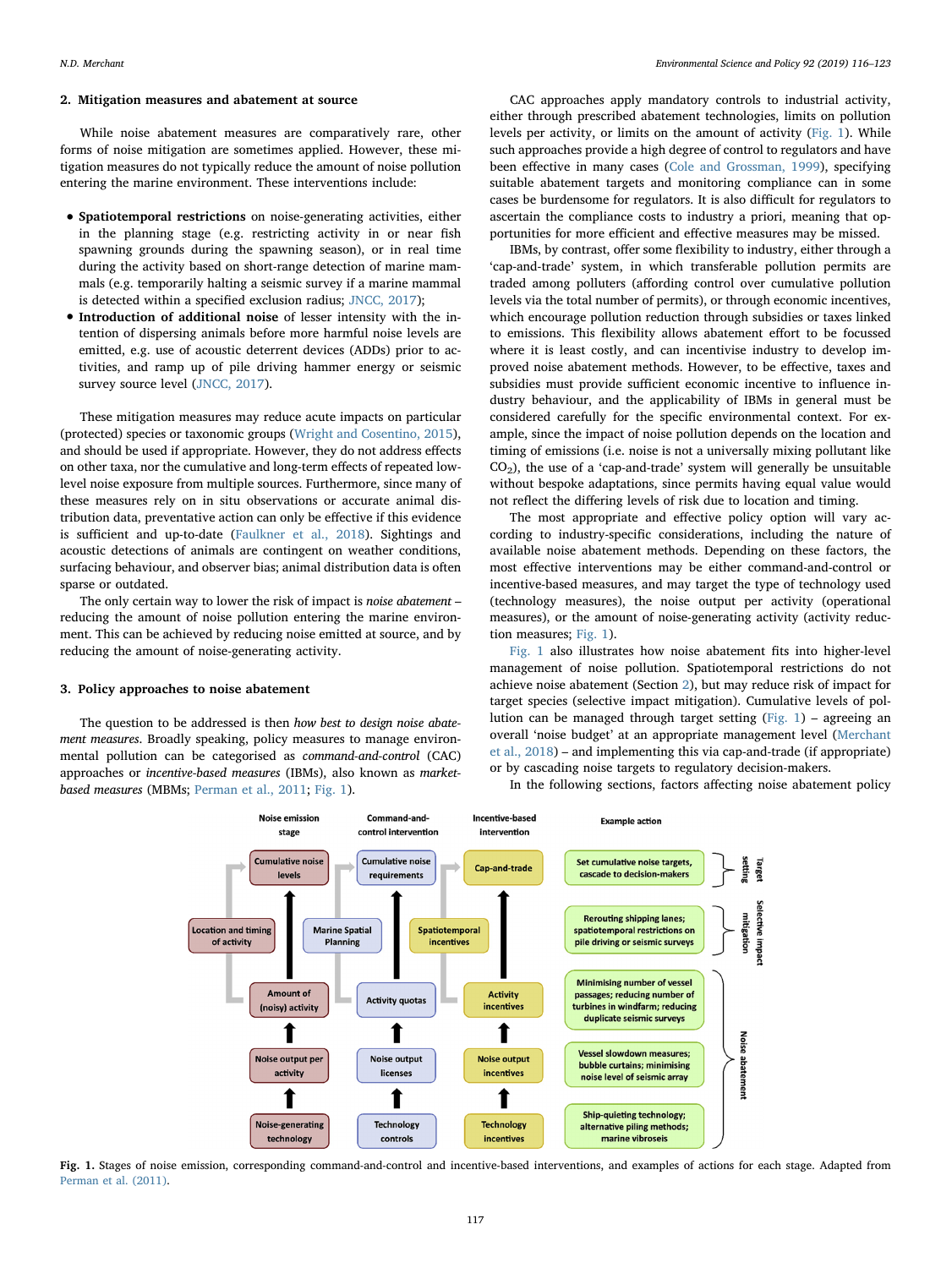## 2. Mitigation measures and abatement at source

While noise abatement measures are comparatively rare, other forms of noise mitigation are sometimes applied. However, these mitigation measures do not typically reduce the amount of noise pollution entering the marine environment. These interventions include:

- **Spatiotemporal restrictions** on noise-generating activities, either in the planning stage (e.g. restricting activity in or near fish spawning grounds during the spawning season), or in real time during the activity based on short-range detection of marine mammals (e.g. temporarily halting a seismic survey if a marine mammal is detected within a specified exclusion radius; JNCC, 2017);
- **Introduction of additional noise** of lesser intensity with the intention of dispersing animals before more harmful noise levels are emitted, e.g. use of acoustic deterrent devices (ADDs) prior to activities, and ramp up of pile driving hammer energy or seismic survey source level (JNCC, 2017).

These mitigation measures may reduce acute impacts on particular (protected) species or taxonomic groups (Wright and Cosentino, 2015), and should be used if appropriate. However, they do not address effects on other taxa, nor the cumulative and long-term effects of repeated low-level noise exposure from multiple sources. Furthermore, since many of these measures rely on in situ observations or accurate animal distribution data, preventative action can only be effective if this evidence is sufficient and up-to-date (Faulkner et al., 2018). Sightings and acoustic detections of animals are contingent on weather conditions, surfacing behaviour, and observer bias; animal distribution data is often sparse or outdated.

The only certain way to lower the risk of impact is *noise abatement* – reducing the amount of noise pollution entering the marine environment. This can be achieved by reducing noise emitted at source, and by reducing the amount of noise-generating activity.

## 3. Policy approaches to noise abatement

The question to be addressed is then *how best to design noise abatement measures*. Broadly speaking, policy measures to manage environmental pollution can be categorised as *command-and-control* (CAC) approaches or *incentive-based measures* (IBMs), also known as *market-based measures* (MBMs; Perman et al., 2011; Fig. 1).

CAC approaches apply mandatory controls to industrial activity, either through prescribed abatement technologies, limits on pollution levels per activity, or limits on the amount of activity (Fig. 1). While such approaches provide a high degree of control to regulators and have been effective in many cases (Cole and Grossman, 1999), specifying suitable abatement targets and monitoring compliance can in some cases be burdensome for regulators. It is also difficult for regulators to ascertain the compliance costs to industry a priori, meaning that opportunities for more efficient and effective measures may be missed.

IBMs, by contrast, offer some flexibility to industry, either through a 'cap-and-trade' system, in which transferable pollution permits are traded among polluters (affording control over cumulative pollution levels via the total number of permits), or through economic incentives, which encourage pollution reduction through subsidies or taxes linked to emissions. This flexibility allows abatement effort to be focussed where it is least costly, and can incentivise industry to develop improved noise abatement methods. However, to be effective, taxes and subsidies must provide sufficient economic incentive to influence industry behaviour, and the applicability of IBMs in general must be considered carefully for the specific environmental context. For example, since the impact of noise pollution depends on the location and timing of emissions (i.e. noise is not a universally mixing pollutant like $CO_2$), the use of a 'cap-and-trade' system will generally be unsuitable without bespoke adaptations, since permits having equal value would not reflect the differing levels of risk due to location and timing.

The most appropriate and effective policy option will vary according to industry-specific considerations, including the nature of available noise abatement methods. Depending on these factors, the most effective interventions may be either command-and-control or incentive-based measures, and may target the type of technology used (technology measures), the noise output per activity (operational measures), or the amount of noise-generating activity (activity reduction measures; Fig. 1).

Fig. 1 also illustrates how noise abatement fits into higher-level management of noise pollution. Spatiotemporal restrictions do not achieve noise abatement (Section 2), but may reduce risk of impact for target species (selective impact mitigation). Cumulative levels of pollution can be managed through target setting (Fig. 1) – agreeing an overall 'noise budget' at an appropriate management level (Merchant et al., 2018) – and implementing this via cap-and-trade (if appropriate) or by cascading noise targets to regulatory decision-makers.

In the following sections, factors affecting noise abatement policy

| Noise emission stage | Command-and-control intervention | Incentive-based intervention | Example action | |
|---|---|---|---|---|
| Cumulative noise levels | Cumulative noise requirements | Cap-and-trade | Set cumulative noise targets, cascade to decision-makers | Target setting |
| Location and timing of activity | Marine Spatial Planning | Spatiotemporal incentives | Rerouting shipping lanes; spatiotemporal restrictions on pile driving or seismic surveys | Selective impact mitigation |
| Amount of (noisy) activity | Activity quotas | Activity incentives | Minimising number of vessel passages; reducing number of turbines in windfarm; reducing duplicate seismic surveys | Noise abatement |
| Noise output per activity | Noise output licenses | Noise output incentives | Vessel slowdown measures; bubble curtains; minimising noise level of seismic array | Noise abatement |
| Noise-generating technology | Technology controls | Technology incentives | Ship-quieting technology; alternative piling methods; marine vibroseis | Noise abatement |

**Fig. 1.** Stages of noise emission, corresponding command-and-control and incentive-based interventions, and examples of actions for each stage. Adapted from Perman et al. (2011).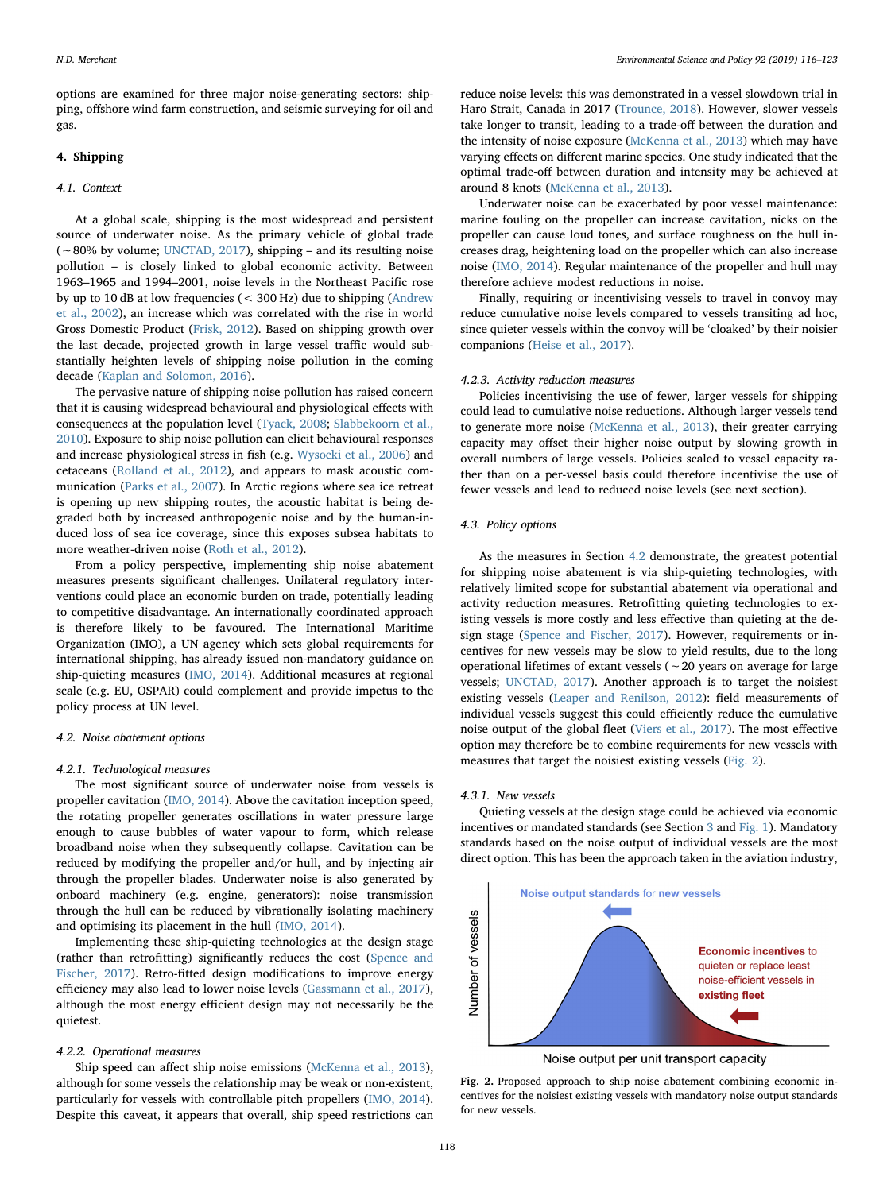options are examined for three major noise-generating sectors: shipping, offshore wind farm construction, and seismic surveying for oil and gas.

## 4. Shipping

### 4.1. Context

At a global scale, shipping is the most widespread and persistent source of underwater noise. As the primary vehicle of global trade (~80% by volume; UNCTAD, 2017), shipping – and its resulting noise pollution – is closely linked to global economic activity. Between 1963–1965 and 1994–2001, noise levels in the Northeast Pacific rose by up to 10 dB at low frequencies (< 300 Hz) due to shipping (Andrew et al., 2002), an increase which was correlated with the rise in world Gross Domestic Product (Frisk, 2012). Based on shipping growth over the last decade, projected growth in large vessel traffic would substantially heighten levels of shipping noise pollution in the coming decade (Kaplan and Solomon, 2016).

The pervasive nature of shipping noise pollution has raised concern that it is causing widespread behavioural and physiological effects with consequences at the population level (Tyack, 2008; Slabbekoorn et al., 2010). Exposure to ship noise pollution can elicit behavioural responses and increase physiological stress in fish (e.g. Wysocki et al., 2006) and cetaceans (Rolland et al., 2012), and appears to mask acoustic communication (Parks et al., 2007). In Arctic regions where sea ice retreat is opening up new shipping routes, the acoustic habitat is being degraded both by increased anthropogenic noise and by the human-induced loss of sea ice coverage, since this exposes subsea habitats to more weather-driven noise (Roth et al., 2012).

From a policy perspective, implementing ship noise abatement measures presents significant challenges. Unilateral regulatory interventions could place an economic burden on trade, potentially leading to competitive disadvantage. An internationally coordinated approach is therefore likely to be favoured. The International Maritime Organization (IMO), a UN agency which sets global requirements for international shipping, has already issued non-mandatory guidance on ship-quieting measures (IMO, 2014). Additional measures at regional scale (e.g. EU, OSPAR) could complement and provide impetus to the policy process at UN level.

### 4.2. Noise abatement options

#### 4.2.1. Technological measures

The most significant source of underwater noise from vessels is propeller cavitation (IMO, 2014). Above the cavitation inception speed, the rotating propeller generates oscillations in water pressure large enough to cause bubbles of water vapour to form, which release broadband noise when they subsequently collapse. Cavitation can be reduced by modifying the propeller and/or hull, and by injecting air through the propeller blades. Underwater noise is also generated by onboard machinery (e.g. engine, generators): noise transmission through the hull can be reduced by vibrationally isolating machinery and optimising its placement in the hull (IMO, 2014).

Implementing these ship-quieting technologies at the design stage (rather than retrofitting) significantly reduces the cost (Spence and Fischer, 2017). Retro-fitted design modifications to improve energy efficiency may also lead to lower noise levels (Gassmann et al., 2017), although the most energy efficient design may not necessarily be the quietest.

#### 4.2.2. Operational measures

Ship speed can affect ship noise emissions (McKenna et al., 2013), although for some vessels the relationship may be weak or non-existent, particularly for vessels with controllable pitch propellers (IMO, 2014). Despite this caveat, it appears that overall, ship speed restrictions can reduce noise levels: this was demonstrated in a vessel slowdown trial in Haro Strait, Canada in 2017 (Trounce, 2018). However, slower vessels take longer to transit, leading to a trade-off between the duration and the intensity of noise exposure (McKenna et al., 2013) which may have varying effects on different marine species. One study indicated that the optimal trade-off between duration and intensity may be achieved at around 8 knots (McKenna et al., 2013).

Underwater noise can be exacerbated by poor vessel maintenance: marine fouling on the propeller can increase cavitation, nicks on the propeller can cause loud tones, and surface roughness on the hull increases drag, heightening load on the propeller which can also increase noise (IMO, 2014). Regular maintenance of the propeller and hull may therefore achieve modest reductions in noise.

Finally, requiring or incentivising vessels to travel in convoy may reduce cumulative noise levels compared to vessels transiting ad hoc, since quieter vessels within the convoy will be 'cloaked' by their noisier companions (Heise et al., 2017).

#### 4.2.3. Activity reduction measures

Policies incentivising the use of fewer, larger vessels for shipping could lead to cumulative noise reductions. Although larger vessels tend to generate more noise (McKenna et al., 2013), their greater carrying capacity may offset their higher noise output by slowing growth in overall numbers of large vessels. Policies scaled to vessel capacity rather than on a per-vessel basis could therefore incentivise the use of fewer vessels and lead to reduced noise levels (see next section).

### 4.3. Policy options

As the measures in Section 4.2 demonstrate, the greatest potential for shipping noise abatement is via ship-quieting technologies, with relatively limited scope for substantial abatement via operational and activity reduction measures. Retrofitting quieting technologies to existing vessels is more costly and less effective than quieting at the design stage (Spence and Fischer, 2017). However, requirements or incentives for new vessels may be slow to yield results, due to the long operational lifetimes of extant vessels (~20 years on average for large vessels; UNCTAD, 2017). Another approach is to target the noisiest existing vessels (Leaper and Renilson, 2012): field measurements of individual vessels suggest this could efficiently reduce the cumulative noise output of the global fleet (Viers et al., 2017). The most effective option may therefore be to combine requirements for new vessels with measures that target the noisiest existing vessels (Fig. 2).

#### 4.3.1. New vessels

Quieting vessels at the design stage could be achieved via economic incentives or mandated standards (see Section 3 and Fig. 1). Mandatory standards based on the noise output of individual vessels are the most direct option. This has been the approach taken in the aviation industry,

Fig. 2. Proposed approach to ship noise abatement combining economic incentives for the noisiest existing vessels with mandatory noise output standards for new vessels.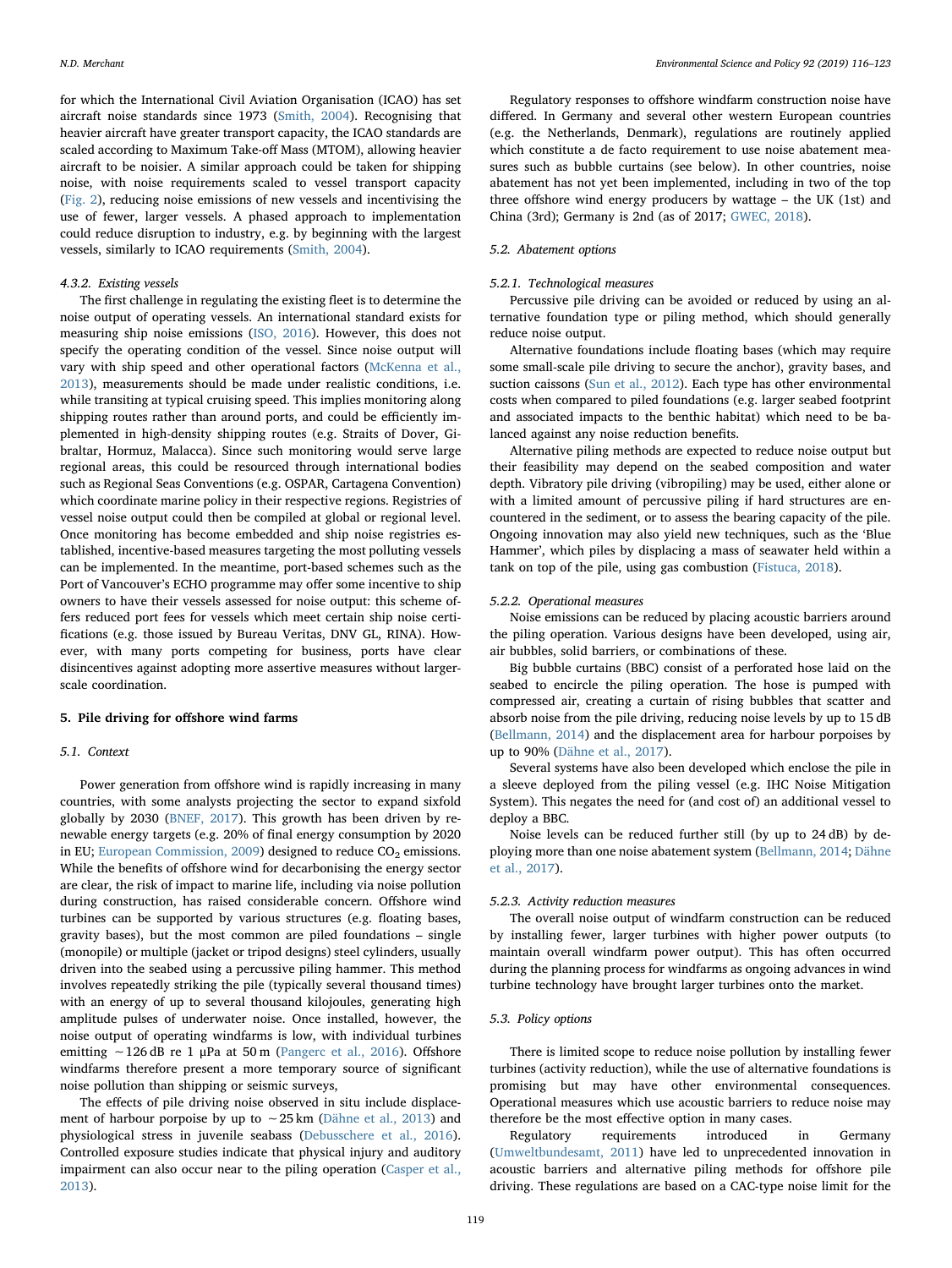for which the International Civil Aviation Organisation (ICAO) has set aircraft noise standards since 1973 (Smith, 2004). Recognising that heavier aircraft have greater transport capacity, the ICAO standards are scaled according to Maximum Take-off Mass (MTOM), allowing heavier aircraft to be noisier. A similar approach could be taken for shipping noise, with noise requirements scaled to vessel transport capacity (Fig. 2), reducing noise emissions of new vessels and incentivising the use of fewer, larger vessels. A phased approach to implementation could reduce disruption to industry, e.g. by beginning with the largest vessels, similarly to ICAO requirements (Smith, 2004).

#### 4.3.2. Existing vessels

The first challenge in regulating the existing fleet is to determine the noise output of operating vessels. An international standard exists for measuring ship noise emissions (ISO, 2016). However, this does not specify the operating condition of the vessel. Since noise output will vary with ship speed and other operational factors (McKenna et al., 2013), measurements should be made under realistic conditions, i.e. while transiting at typical cruising speed. This implies monitoring along shipping routes rather than around ports, and could be efficiently implemented in high-density shipping routes (e.g. Straits of Dover, Gibraltar, Hormuz, Malacca). Since such monitoring would serve large regional areas, this could be resourced through international bodies such as Regional Seas Conventions (e.g. OSPAR, Cartagena Convention) which coordinate marine policy in their respective regions. Registries of vessel noise output could then be compiled at global or regional level. Once monitoring has become embedded and ship noise registries established, incentive-based measures targeting the most polluting vessels can be implemented. In the meantime, port-based schemes such as the Port of Vancouver's ECHO programme may offer some incentive to ship owners to have their vessels assessed for noise output: this scheme offers reduced port fees for vessels which meet certain ship noise certifications (e.g. those issued by Bureau Veritas, DNV GL, RINA). However, with many ports competing for business, ports have clear disincentives against adopting more assertive measures without larger-scale coordination.

## 5. Pile driving for offshore wind farms

### 5.1. Context

Power generation from offshore wind is rapidly increasing in many countries, with some analysts projecting the sector to expand sixfold globally by 2030 (BNEF, 2017). This growth has been driven by renewable energy targets (e.g. 20% of final energy consumption by 2020 in EU; European Commission, 2009) designed to reduce $CO_2$ emissions. While the benefits of offshore wind for decarbonising the energy sector are clear, the risk of impact to marine life, including via noise pollution during construction, has raised considerable concern. Offshore wind turbines can be supported by various structures (e.g. floating bases, gravity bases), but the most common are piled foundations – single (monopile) or multiple (jacket or tripod designs) steel cylinders, usually driven into the seabed using a percussive piling hammer. This method involves repeatedly striking the pile (typically several thousand times) with an energy of up to several thousand kilojoules, generating high amplitude pulses of underwater noise. Once installed, however, the noise output of operating windfarms is low, with individual turbines emitting ~126 dB re 1 μPa at 50 m (Pangerc et al., 2016). Offshore windfarms therefore present a more temporary source of significant noise pollution than shipping or seismic surveys,

The effects of pile driving noise observed in situ include displacement of harbour porpoise by up to ~25 km (Dähne et al., 2013) and physiological stress in juvenile seabass (Debusschere et al., 2016). Controlled exposure studies indicate that physical injury and auditory impairment can also occur near to the piling operation (Casper et al., 2013).

Regulatory responses to offshore windfarm construction noise have differed. In Germany and several other western European countries (e.g. the Netherlands, Denmark), regulations are routinely applied which constitute a de facto requirement to use noise abatement measures such as bubble curtains (see below). In other countries, noise abatement has not yet been implemented, including in two of the top three offshore wind energy producers by wattage – the UK (1st) and China (3rd); Germany is 2nd (as of 2017; GWEC, 2018).

### 5.2. Abatement options

#### 5.2.1. Technological measures

Percussive pile driving can be avoided or reduced by using an alternative foundation type or piling method, which should generally reduce noise output.

Alternative foundations include floating bases (which may require some small-scale pile driving to secure the anchor), gravity bases, and suction caissons (Sun et al., 2012). Each type has other environmental costs when compared to piled foundations (e.g. larger seabed footprint and associated impacts to the benthic habitat) which need to be balanced against any noise reduction benefits.

Alternative piling methods are expected to reduce noise output but their feasibility may depend on the seabed composition and water depth. Vibratory pile driving (vibropiling) may be used, either alone or with a limited amount of percussive piling if hard structures are encountered in the sediment, or to assess the bearing capacity of the pile. Ongoing innovation may also yield new techniques, such as the 'Blue Hammer', which piles by displacing a mass of seawater held within a tank on top of the pile, using gas combustion (Fistuca, 2018).

#### 5.2.2. Operational measures

Noise emissions can be reduced by placing acoustic barriers around the piling operation. Various designs have been developed, using air, air bubbles, solid barriers, or combinations of these.

Big bubble curtains (BBC) consist of a perforated hose laid on the seabed to encircle the piling operation. The hose is pumped with compressed air, creating a curtain of rising bubbles that scatter and absorb noise from the pile driving, reducing noise levels by up to 15 dB (Bellmann, 2014) and the displacement area for harbour porpoises by up to 90% (Dähne et al., 2017).

Several systems have also been developed which enclose the pile in a sleeve deployed from the piling vessel (e.g. IHC Noise Mitigation System). This negates the need for (and cost of) an additional vessel to deploy a BBC.

Noise levels can be reduced further still (by up to 24 dB) by deploying more than one noise abatement system (Bellmann, 2014; Dähne et al., 2017).

#### 5.2.3. Activity reduction measures

The overall noise output of windfarm construction can be reduced by installing fewer, larger turbines with higher power outputs (to maintain overall windfarm power output). This has often occurred during the planning process for windfarms as ongoing advances in wind turbine technology have brought larger turbines onto the market.

### 5.3. Policy options

There is limited scope to reduce noise pollution by installing fewer turbines (activity reduction), while the use of alternative foundations is promising but may have other environmental consequences. Operational measures which use acoustic barriers to reduce noise may therefore be the most effective option in many cases.

Regulatory requirements introduced in Germany (Umweltbundesamt, 2011) have led to unprecedented innovation in acoustic barriers and alternative piling methods for offshore pile driving. These regulations are based on a CAC-type noise limit for the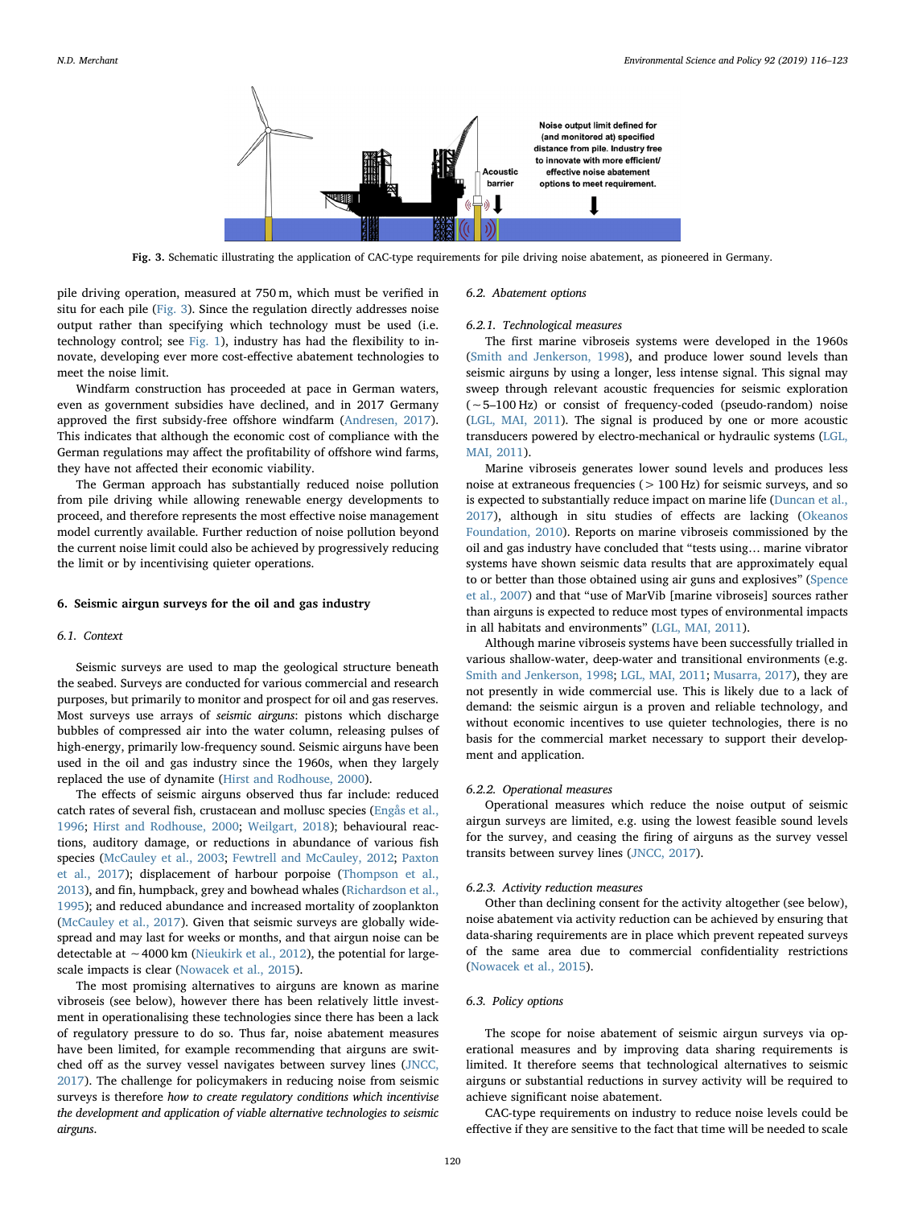Fig. 3. Schematic illustrating the application of CAC-type requirements for pile driving noise abatement, as pioneered in Germany.

pile driving operation, measured at 750 m, which must be verified in situ for each pile (Fig. 3). Since the regulation directly addresses noise output rather than specifying which technology must be used (i.e. technology control; see Fig. 1), industry has had the flexibility to innovate, developing ever more cost-effective abatement technologies to meet the noise limit.

Windfarm construction has proceeded at pace in German waters, even as government subsidies have declined, and in 2017 Germany approved the first subsidy-free offshore windfarm (Andresen, 2017). This indicates that although the economic cost of compliance with the German regulations may affect the profitability of offshore wind farms, they have not affected their economic viability.

The German approach has substantially reduced noise pollution from pile driving while allowing renewable energy developments to proceed, and therefore represents the most effective noise management model currently available. Further reduction of noise pollution beyond the current noise limit could also be achieved by progressively reducing the limit or by incentivising quieter operations.

## 6. Seismic airgun surveys for the oil and gas industry

### 6.1. Context

Seismic surveys are used to map the geological structure beneath the seabed. Surveys are conducted for various commercial and research purposes, but primarily to monitor and prospect for oil and gas reserves. Most surveys use arrays of *seismic airguns*: pistons which discharge bubbles of compressed air into the water column, releasing pulses of high-energy, primarily low-frequency sound. Seismic airguns have been used in the oil and gas industry since the 1960s, when they largely replaced the use of dynamite (Hirst and Rodhouse, 2000).

The effects of seismic airguns observed thus far include: reduced catch rates of several fish, crustacean and mollusc species (Engås et al., 1996; Hirst and Rodhouse, 2000; Weilgart, 2018); behavioural reactions, auditory damage, or reductions in abundance of various fish species (McCauley et al., 2003; Fewtrell and McCauley, 2012; Paxton et al., 2017); displacement of harbour porpoise (Thompson et al., 2013), and fin, humpback, grey and bowhead whales (Richardson et al., 1995); and reduced abundance and increased mortality of zooplankton (McCauley et al., 2017). Given that seismic surveys are globally widespread and may last for weeks or months, and that airgun noise can be detectable at ~4000 km (Nieukirk et al., 2012), the potential for large-scale impacts is clear (Nowacek et al., 2015).

The most promising alternatives to airguns are known as marine vibroseis (see below), however there has been relatively little investment in operationalising these technologies since there has been a lack of regulatory pressure to do so. Thus far, noise abatement measures have been limited, for example recommending that airguns are switched off as the survey vessel navigates between survey lines (JNCC, 2017). The challenge for policymakers in reducing noise from seismic surveys is therefore *how to create regulatory conditions which incentivise the development and application of viable alternative technologies to seismic airguns*.

### 6.2. Abatement options

#### 6.2.1. Technological measures

The first marine vibroseis systems were developed in the 1960s (Smith and Jenkerson, 1998), and produce lower sound levels than seismic airguns by using a longer, less intense signal. This signal may sweep through relevant acoustic frequencies for seismic exploration (~5–100 Hz) or consist of frequency-coded (pseudo-random) noise (LGL, MAI, 2011). The signal is produced by one or more acoustic transducers powered by electro-mechanical or hydraulic systems (LGL, MAI, 2011).

Marine vibroseis generates lower sound levels and produces less noise at extraneous frequencies (> 100 Hz) for seismic surveys, and so is expected to substantially reduce impact on marine life (Duncan et al., 2017), although in situ studies of effects are lacking (Okeanos Foundation, 2010). Reports on marine vibroseis commissioned by the oil and gas industry have concluded that "tests using… marine vibrator systems have shown seismic data results that are approximately equal to or better than those obtained using air guns and explosives" (Spence et al., 2007) and that "use of MarVib [marine vibroseis] sources rather than airguns is expected to reduce most types of environmental impacts in all habitats and environments" (LGL, MAI, 2011).

Although marine vibroseis systems have been successfully trialled in various shallow-water, deep-water and transitional environments (e.g. Smith and Jenkerson, 1998; LGL, MAI, 2011; Musarra, 2017), they are not presently in wide commercial use. This is likely due to a lack of demand: the seismic airgun is a proven and reliable technology, and without economic incentives to use quieter technologies, there is no basis for the commercial market necessary to support their development and application.

#### 6.2.2. Operational measures

Operational measures which reduce the noise output of seismic airgun surveys are limited, e.g. using the lowest feasible sound levels for the survey, and ceasing the firing of airguns as the survey vessel transits between survey lines (JNCC, 2017).

#### 6.2.3. Activity reduction measures

Other than declining consent for the activity altogether (see below), noise abatement via activity reduction can be achieved by ensuring that data-sharing requirements are in place which prevent repeated surveys of the same area due to commercial confidentiality restrictions (Nowacek et al., 2015).

### 6.3. Policy options

The scope for noise abatement of seismic airgun surveys via operational measures and by improving data sharing requirements is limited. It therefore seems that technological alternatives to seismic airguns or substantial reductions in survey activity will be required to achieve significant noise abatement.

CAC-type requirements on industry to reduce noise levels could be effective if they are sensitive to the fact that time will be needed to scale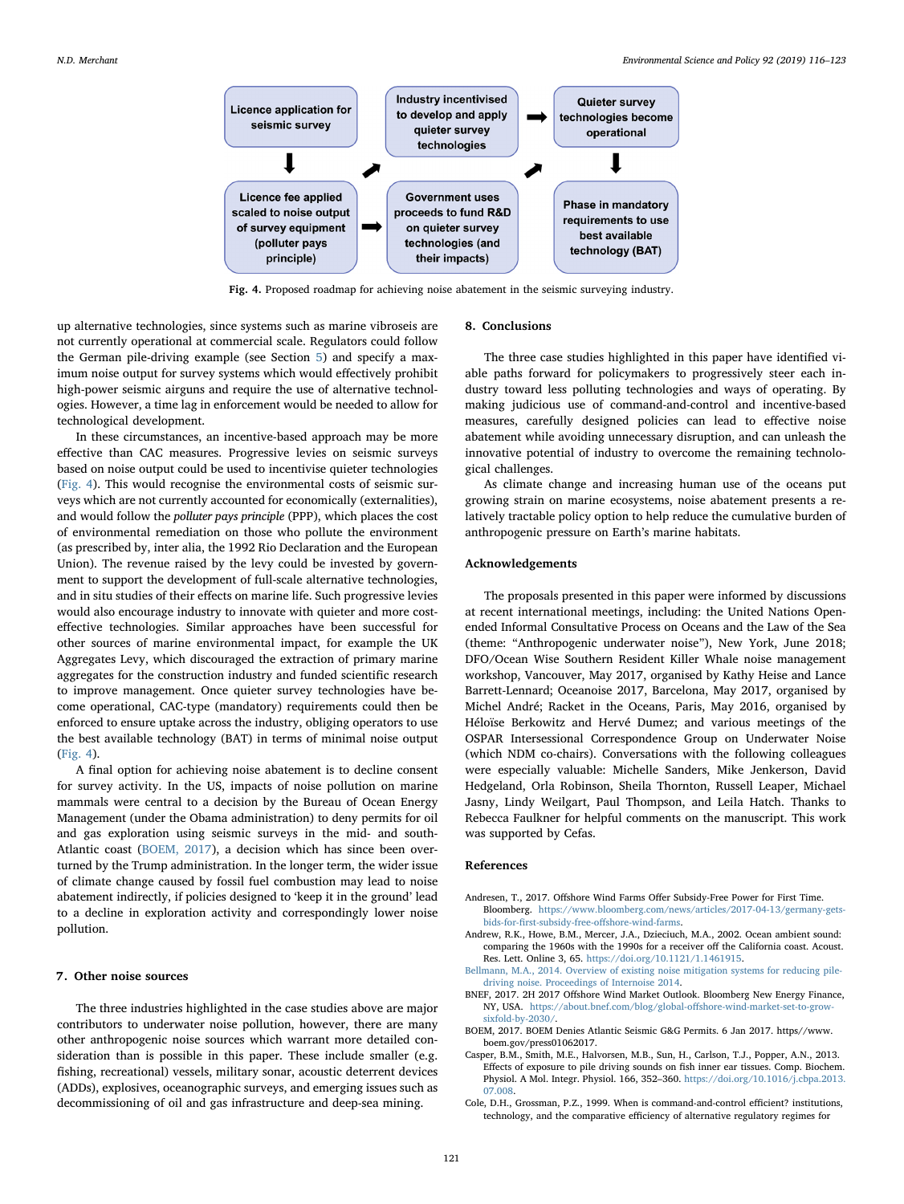Licence application for seismic survey → Licence fee applied scaled to noise output of survey equipment (polluter pays principle) → Government uses proceeds to fund R&D on quieter survey technologies (and their impacts) → Industry incentivised to develop and apply quieter survey technologies → Quieter survey technologies become operational → Phase in mandatory requirements to use best available technology (BAT)

**Fig. 4.** Proposed roadmap for achieving noise abatement in the seismic surveying industry.

up alternative technologies, since systems such as marine vibroseis are not currently operational at commercial scale. Regulators could follow the German pile-driving example (see Section 5) and specify a maximum noise output for survey systems which would effectively prohibit high-power seismic airguns and require the use of alternative technologies. However, a time lag in enforcement would be needed to allow for technological development.

In these circumstances, an incentive-based approach may be more effective than CAC measures. Progressive levies on seismic surveys based on noise output could be used to incentivise quieter technologies (Fig. 4). This would recognise the environmental costs of seismic surveys which are not currently accounted for economically (externalities), and would follow the *polluter pays principle* (PPP), which places the cost of environmental remediation on those who pollute the environment (as prescribed by, inter alia, the 1992 Rio Declaration and the European Union). The revenue raised by the levy could be invested by government to support the development of full-scale alternative technologies, and in situ studies of their effects on marine life. Such progressive levies would also encourage industry to innovate with quieter and more cost-effective technologies. Similar approaches have been successful for other sources of marine environmental impact, for example the UK Aggregates Levy, which discouraged the extraction of primary marine aggregates for the construction industry and funded scientific research to improve management. Once quieter survey technologies have become operational, CAC-type (mandatory) requirements could then be enforced to ensure uptake across the industry, obliging operators to use the best available technology (BAT) in terms of minimal noise output (Fig. 4).

A final option for achieving noise abatement is to decline consent for survey activity. In the US, impacts of noise pollution on marine mammals were central to a decision by the Bureau of Ocean Energy Management (under the Obama administration) to deny permits for oil and gas exploration using seismic surveys in the mid- and south-Atlantic coast (BOEM, 2017), a decision which has since been overturned by the Trump administration. In the longer term, the wider issue of climate change caused by fossil fuel combustion may lead to noise abatement indirectly, if policies designed to 'keep it in the ground' lead to a decline in exploration activity and correspondingly lower noise pollution.

## 7. Other noise sources

The three industries highlighted in the case studies above are major contributors to underwater noise pollution, however, there are many other anthropogenic noise sources which warrant more detailed consideration than is possible in this paper. These include smaller (e.g. fishing, recreational) vessels, military sonar, acoustic deterrent devices (ADDs), explosives, oceanographic surveys, and emerging issues such as decommissioning of oil and gas infrastructure and deep-sea mining.

## 8. Conclusions

The three case studies highlighted in this paper have identified viable paths forward for policymakers to progressively steer each industry toward less polluting technologies and ways of operating. By making judicious use of command-and-control and incentive-based measures, carefully designed policies can lead to effective noise abatement while avoiding unnecessary disruption, and can unleash the innovative potential of industry to overcome the remaining technological challenges.

As climate change and increasing human use of the oceans put growing strain on marine ecosystems, noise abatement presents a relatively tractable policy option to help reduce the cumulative burden of anthropogenic pressure on Earth's marine habitats.

## Acknowledgements

The proposals presented in this paper were informed by discussions at recent international meetings, including: the United Nations Open-ended Informal Consultative Process on Oceans and the Law of the Sea (theme: "Anthropogenic underwater noise"), New York, June 2018; DFO/Ocean Wise Southern Resident Killer Whale noise management workshop, Vancouver, May 2017, organised by Kathy Heise and Lance Barrett-Lennard; Oceanoise 2017, Barcelona, May 2017, organised by Michel André; Racket in the Oceans, Paris, May 2016, organised by Héloïse Berkowitz and Hervé Dumez; and various meetings of the OSPAR Intersessional Correspondence Group on Underwater Noise (which NDM co-chairs). Conversations with the following colleagues were especially valuable: Michelle Sanders, Mike Jenkerson, David Hedgeland, Orla Robinson, Sheila Thornton, Russell Leaper, Michael Jasny, Lindy Weilgart, Paul Thompson, and Leila Hatch. Thanks to Rebecca Faulkner for helpful comments on the manuscript. This work was supported by Cefas.

## References

Andresen, T., 2017. Offshore Wind Farms Offer Subsidy-Free Power for First Time. Bloomberg. https://www.bloomberg.com/news/articles/2017-04-13/germany-gets-bids-for-first-subsidy-free-offshore-wind-farms.

Andrew, R.K., Howe, B.M., Mercer, J.A., Dzieciuch, M.A., 2002. Ocean ambient sound: comparing the 1960s with the 1990s for a receiver off the California coast. Acoust. Res. Lett. Online 3, 65. https://doi.org/10.1121/1.1461915.

Bellmann, M.A., 2014. Overview of existing noise mitigation systems for reducing pile-driving noise. Proceedings of Internoise 2014.

BNEF, 2017. 2H 2017 Offshore Wind Market Outlook. Bloomberg New Energy Finance, NY, USA. https://about.bnef.com/blog/global-offshore-wind-market-set-to-grow-sixfold-by-2030/.

BOEM, 2017. BOEM Denies Atlantic Seismic G&G Permits. 6 Jan 2017. https//www.boem.gov/press01062017.

Casper, B.M., Smith, M.E., Halvorsen, M.B., Sun, H., Carlson, T.J., Popper, A.N., 2013. Effects of exposure to pile driving sounds on fish inner ear tissues. Comp. Biochem. Physiol. A Mol. Integr. Physiol. 166, 352–360. https://doi.org/10.1016/j.cbpa.2013.07.008.

Cole, D.H., Grossman, P.Z., 1999. When is command-and-control efficient? institutions, technology, and the comparative efficiency of alternative regulatory regimes for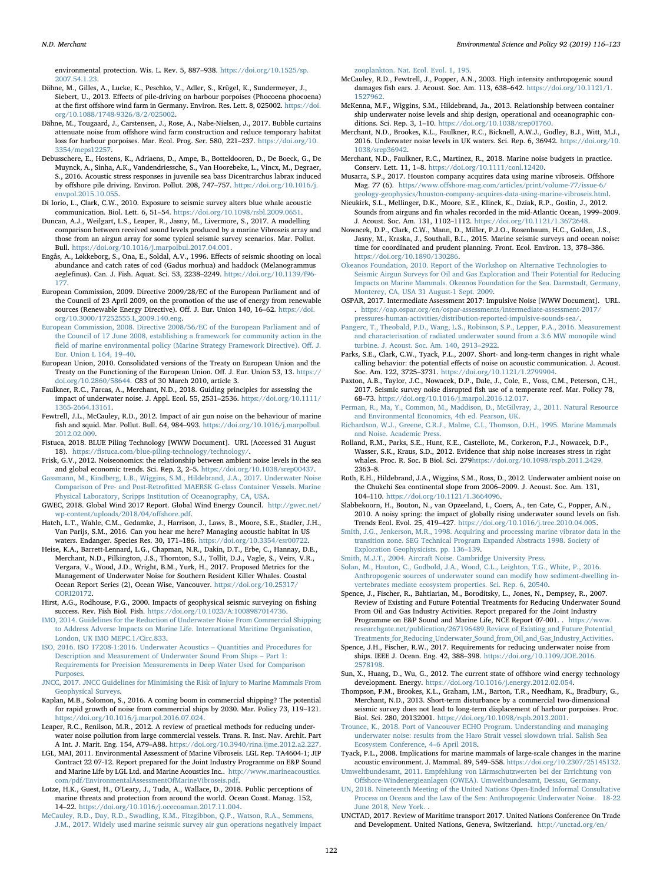environmental protection. Wis. L. Rev. 5, 887–938. https://doi.org/10.1525/sp.2007.54.1.23.

Dähne, M., Gilles, A., Lucke, K., Peschko, V., Adler, S., Krügel, K., Sundermeyer, J., Siebert, U., 2013. Effects of pile-driving on harbour porpoises (Phocoena phocoena) at the first offshore wind farm in Germany. Environ. Res. Lett. 8, 025002. https://doi.org/10.1088/1748-9326/8/2/025002.

Dähne, M., Tougaard, J., Carstensen, J., Rose, A., Nabe-Nielsen, J., 2017. Bubble curtains attenuate noise from offshore wind farm construction and reduce temporary habitat loss for harbour porpoises. Mar. Ecol. Prog. Ser. 580, 221–237. https://doi.org/10.3354/meps12257.

Debusschere, E., Hostens, K., Adriaens, D., Ampe, B., Botteldooren, D., De Boeck, G., De Muynck, A., Sinha, A.K., Vandendriessche, S., Van Hoorebeke, L., Vincx, M., Degraer, S., 2016. Acoustic stress responses in juvenile sea bass Dicentrarchus labrax induced by offshore pile driving. Environ. Pollut. 208, 747–757. https://doi.org/10.1016/j.envpol.2015.10.055.

Di Iorio, L., Clark, C.W., 2010. Exposure to seismic survey alters blue whale acoustic communication. Biol. Lett. 6, 51–54. https://doi.org/10.1098/rsbl.2009.0651.

Duncan, A.J., Weilgart, L.S., Leaper, R., Jasny, M., Livermore, S., 2017. A modelling comparison between received sound levels produced by a marine Vibroseis array and those from an airgun array for some typical seismic survey scenarios. Mar. Pollut. Bull. https://doi.org/10.1016/j.marpolbul.2017.04.001.

Engås, A., Løkkeborg, S., Ona, E., Soldal, A.V., 1996. Effects of seismic shooting on local abundance and catch rates of cod (Gadus morhua) and haddock (Melanogrammus aeglefinus). Can. J. Fish. Aquat. Sci. 53, 2238–2249. https://doi.org/10.1139/f96-177.

European Commission, 2009. Directive 2009/28/EC of the European Parliament and of the Council of 23 April 2009, on the promotion of the use of energy from renewable sources (Renewable Energy Directive). Off. J. Eur. Union 140, 16–62. https://doi.org/10.3000/17252555.L_2009.140.eng.

European Commission, 2008. Directive 2008/56/EC of the European Parliament and of the Council of 17 June 2008, establishing a framework for community action in the field of marine environmental policy (Marine Strategy Framework Directive). Off. J. Eur. Union L 164, 19–40.

European Union, 2010. Consolidated versions of the Treaty on European Union and the Treaty on the Functioning of the European Union. Off. J. Eur. Union 53, 13. https://doi.org/10.2860/58644. C83 of 30 March 2010, article 3.

Faulkner, R.C., Farcas, A., Merchant, N.D., 2018. Guiding principles for assessing the impact of underwater noise. J. Appl. Ecol. 55, 2531–2536. https://doi.org/10.1111/1365-2664.13161.

Fewtrell, J.L., McCauley, R.D., 2012. Impact of air gun noise on the behaviour of marine fish and squid. Mar. Pollut. Bull. 64, 984–993. https://doi.org/10.1016/j.marpolbul.2012.02.009.

Fistuca, 2018. BLUE Piling Technology [WWW Document]. URL (Accessed 31 August 18). https://fistuca.com/blue-piling-technology/technology/.

Frisk, G.V., 2012. Noiseonomics: the relationship between ambient noise levels in the sea and global economic trends. Sci. Rep. 2, 2–5. https://doi.org/10.1038/srep00437.

Gassmann, M., Kindberg, L.B., Wiggins, S.M., Hildebrand, J.A., 2017. Underwater Noise Comparison of Pre- and Post-Retrofitted MAERSK G-class Container Vessels. Marine Physical Laboratory, Scripps Institution of Oceanography, CA, USA.

GWEC, 2018. Global Wind 2017 Report. Global Wind Energy Council. http://gwec.net/wp-content/uploads/2018/04/offshore.pdf.

Hatch, L.T., Wahle, C.M., Gedamke, J., Harrison, J., Laws, B., Moore, S.E., Stadler, J.H., Van Parijs, S.M., 2016. Can you hear me here? Managing acoustic habitat in US waters. Endanger. Species Res. 30, 171–186. https://doi.org/10.3354/esr00722.

Heise, K.A., Barrett-Lennard, L.G., Chapman, N.R., Dakin, D.T., Erbe, C., Hannay, D.E., Merchant, N.D., Pilkington, J.S., Thornton, S.J., Tollit, D.J., Vagle, S., Veirs, V.R., Vergara, V., Wood, J.D., Wright, B.M., Yurk, H., 2017. Proposed Metrics for the Management of Underwater Noise for Southern Resident Killer Whales. Coastal Ocean Report Series (2), Ocean Wise, Vancouver. https://doi.org/10.25317/CORI20172.

Hirst, A.G., Rodhouse, P.G., 2000. Impacts of geophysical seismic surveying on fishing success. Rev. Fish Biol. Fish. https://doi.org/10.1023/A:1008987014736.

IMO, 2014. Guidelines for the Reduction of Underwater Noise From Commercial Shipping to Address Adverse Impacts on Marine Life. International Maritime Organisation, London, UK IMO MEPC.1/Circ.833.

ISO, 2016. ISO 17208-1:2016. Underwater Acoustics – Quantities and Procedures for Description and Measurement of Underwater Sound From Ships – Part 1: Requirements for Precision Measurements in Deep Water Used for Comparison Purposes.

JNCC, 2017. JNCC Guidelines for Minimising the Risk of Injury to Marine Mammals From Geophysical Surveys.

Kaplan, M.B., Solomon, S., 2016. A coming boom in commercial shipping? The potential for rapid growth of noise from commercial ships by 2030. Mar. Policy 73, 119–121. https://doi.org/10.1016/j.marpol.2016.07.024.

Leaper, R.C., Renilson, M.R., 2012. A review of practical methods for reducing underwater noise pollution from large commercial vessels. Trans. R. Inst. Nav. Archit. Part A Int. J. Marit. Eng. 154, A79–A88. https://doi.org/10.3940/rina.ijme.2012.a2.227.

LGL, MAI, 2011. Environmental Assessment of Marine Vibroseis. LGL Rep. TA4604-1; JIP Contract 22 07-12. Report prepared for the Joint Industry Programme on E&P Sound and Marine Life by LGL Ltd. and Marine Acoustics Inc.. http://www.marineacoustics.com/pdf/EnvironmentalAssessmentOfMarineVibroseis.pdf.

Lotze, H.K., Guest, H., O'Leary, J., Tuda, A., Wallace, D., 2018. Public perceptions of marine threats and protection from around the world. Ocean Coast. Manag. 152, 14–22. https://doi.org/10.1016/j.ocecoaman.2017.11.004.

McCauley, R.D., Day, R.D., Swadling, K.M., Fitzgibbon, Q.P., Watson, R.A., Semmens, J.M., 2017. Widely used marine seismic survey air gun operations negatively impact zooplankton. Nat. Ecol. Evol. 1, 195.

McCauley, R.D., Fewtrell, J., Popper, A.N., 2003. High intensity anthropogenic sound damages fish ears. J. Acoust. Soc. Am. 113, 638–642. https://doi.org/10.1121/1.1527962.

McKenna, M.F., Wiggins, S.M., Hildebrand, Ja., 2013. Relationship between container ship underwater noise levels and ship design, operational and oceanographic conditions. Sci. Rep. 3, 1–10. https://doi.org/10.1038/srep01760.

Merchant, N.D., Brookes, K.L., Faulkner, R.C., Bicknell, A.W.J., Godley, B.J., Witt, M.J., 2016. Underwater noise levels in UK waters. Sci. Rep. 6, 36942. https://doi.org/10.1038/srep36942.

Merchant, N.D., Faulkner, R.C., Martinez, R., 2018. Marine noise budgets in practice. Conserv. Lett. 11, 1–8. https://doi.org/10.1111/conl.12420.

Musarra, S.P., 2017. Houston company acquires data using marine vibroseis. Offshore Mag. 77 (6). https//www.offshore-mag.com/articles/print/volume-77/issue-6/geology-geophysics/houston-company-acquires-data-using-marine-vibroseis.html.

Nieukirk, S.L., Mellinger, D.K., Moore, S.E., Klinck, K., Dziak, R.P., Goslin, J., 2012. Sounds from airguns and fin whales recorded in the mid-Atlantic Ocean, 1999–2009. J. Acoust. Soc. Am. 131, 1102–1112. https://doi.org/10.1121/1.3672648.

Nowacek, D.P., Clark, C.W., Mann, D., Miller, P.J.O., Rosenbaum, H.C., Golden, J.S., Jasny, M., Kraska, J., Southall, B.L., 2015. Marine seismic surveys and ocean noise: time for coordinated and prudent planning. Front. Ecol. Environ. 13, 378–386. https://doi.org/10.1890/130286.

Okeanos Foundation, 2010. Report of the Workshop on Alternative Technologies to Seismic Airgun Surveys for Oil and Gas Exploration and Their Potential for Reducing Impacts on Marine Mammals. Okeanos Foundation for the Sea. Darmstadt, Germany, Monterey, CA, USA 31 August-1 Sept. 2009.

OSPAR, 2017. Intermediate Assessment 2017: Impulsive Noise [WWW Document]. URL. . https://oap.ospar.org/en/ospar-assessments/intermediate-assessment-2017/pressures-human-activities/distribution-reported-impulsive-sounds-sea/.

Pangerc, T., Theobald, P.D., Wang, L.S., Robinson, S.P., Lepper, P.A., 2016. Measurement and characterisation of radiated underwater sound from a 3.6 MW monopile wind turbine. J. Acoust. Soc. Am. 140, 2913–2922.

Parks, S.E., Clark, C.W., Tyack, P.L., 2007. Short- and long-term changes in right whale calling behavior: the potential effects of noise on acoustic communication. J. Acoust. Soc. Am. 122, 3725–3731. https://doi.org/10.1121/1.2799904.

Paxton, A.B., Taylor, J.C., Nowacek, D.P., Dale, J., Cole, E., Voss, C.M., Peterson, C.H., 2017. Seismic survey noise disrupted fish use of a temperate reef. Mar. Policy 78, 68–73. https://doi.org/10.1016/j.marpol.2016.12.017.

Perman, R., Ma, Y., Common, M., Maddison, D., McGilvray, J., 2011. Natural Resource and Environmental Economics, 4th ed. Pearson, UK.

Richardson, W.J., Greene, C.R.J., Malme, C.I., Thomson, D.H., 1995. Marine Mammals and Noise. Academic Press.

Rolland, R.M., Parks, S.E., Hunt, K.E., Castellote, M., Corkeron, P.J., Nowacek, D.P., Wasser, S.K., Kraus, S.D., 2012. Evidence that ship noise increases stress in right whales. Proc. R. Soc. B Biol. Sci. 279https://doi.org/10.1098/rspb.2011.2429. 2363–8.

Roth, E.H., Hildebrand, J.A., Wiggins, S.M., Ross, D., 2012. Underwater ambient noise on the Chukchi Sea continental slope from 2006–2009. J. Acoust. Soc. Am. 131, 104–110. https://doi.org/10.1121/1.3664096.

Slabbekoorn, H., Bouton, N., van Opzeeland, I., Coers, A., ten Cate, C., Popper, A.N., 2010. A noisy spring: the impact of globally rising underwater sound levels on fish. Trends Ecol. Evol. 25, 419–427. https://doi.org/10.1016/j.tree.2010.04.005.

Smith, J.G., Jenkerson, M.R., 1998. Acquiring and processing marine vibrator data in the transition zone. SEG Technical Program Expanded Abstracts 1998. Society of Exploration Geophysicists. pp. 136–139.

Smith, M.J.T., 2004. Aircraft Noise. Cambridge University Press.

Solan, M., Hauton, C., Godbold, J.A., Wood, C.L., Leighton, T.G., White, P., 2016. Anthropogenic sources of underwater sound can modify how sediment-dwelling invertebrates mediate ecosystem properties. Sci. Rep. 6, 20540.

Spence, J., Fischer, R., Bahtiarian, M., Boroditsky, L., Jones, N., Dempsey, R., 2007. Review of Existing and Future Potential Treatments for Reducing Underwater Sound From Oil and Gas Industry Activities. Report prepared for the Joint Industry Programme on E&P Sound and Marine Life, NCE Report 07-001. . https://www.researchgate.net/publication/267196489_Review_of_Existing_and_Future_Potential_Treatments_for_Reducing_Underwater_Sound_from_Oil_and_Gas_Industry_Activities.

Spence, J.H., Fischer, R.W., 2017. Requirements for reducing underwater noise from ships. IEEE J. Ocean. Eng. 42, 388–398. https://doi.org/10.1109/JOE.2016.2578198.

Sun, X., Huang, D., Wu, G., 2012. The current state of offshore wind energy technology development. Energy. https://doi.org/10.1016/j.energy.2012.02.054.

Thompson, P.M., Brookes, K.L., Graham, I.M., Barton, T.R., Needham, K., Bradbury, G., Merchant, N.D., 2013. Short-term disturbance by a commercial two-dimensional seismic survey does not lead to long-term displacement of harbour porpoises. Proc. Biol. Sci. 280, 20132001. https://doi.org/10.1098/rspb.2013.2001.

Trounce, K., 2018. Port of Vancouver ECHO Program. Understanding and managing underwater noise: results from the Haro Strait vessel slowdown trial. Salish Sea Ecosystem Conference, 4–6 April 2018.

Tyack, P.L., 2008. Implications for marine mammals of large-scale changes in the marine acoustic environment. J. Mammal. 89, 549–558. https://doi.org/10.2307/25145132.

Umweltbundesamt, 2011. Empfehlung von Lärmschutzwerten bei der Errichtung von Offshore-Windenergieanlagen (OWEA). Umweltbundesamt, Dessau, Germany.

UN, 2018. Nineteenth Meeting of the United Nations Open-Ended Informal Consultative Process on Oceans and the Law of the Sea: Anthropogenic Underwater Noise. 18-22 June 2018, New York. .

UNCTAD, 2017. Review of Maritime transport 2017. United Nations Conference On Trade and Development. United Nations, Geneva, Switzerland. http://unctad.org/en/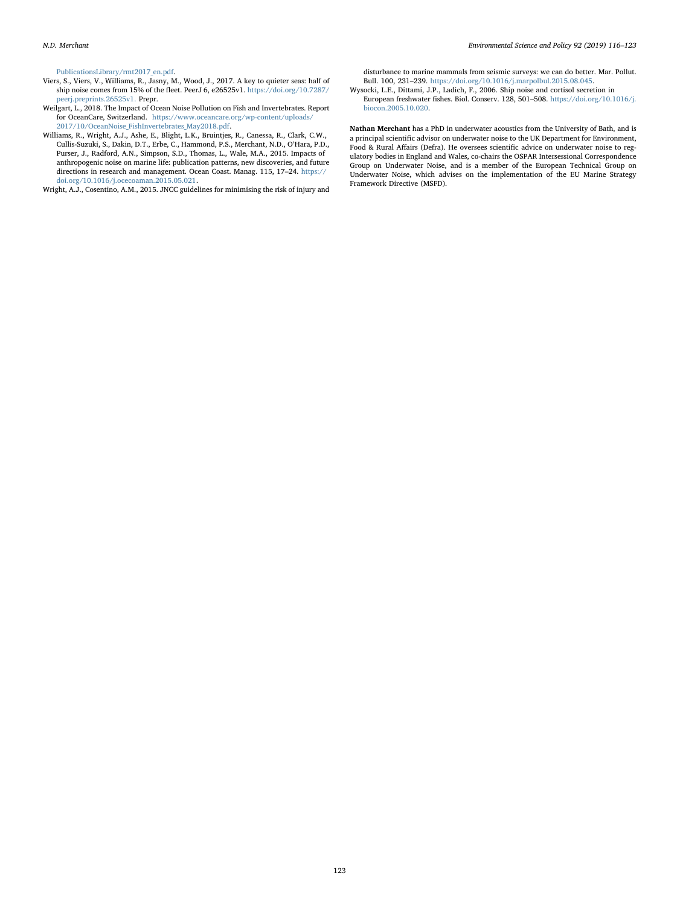PublicationsLibrary/rmt2017_en.pdf.

Viers, S., Viers, V., Williams, R., Jasny, M., Wood, J., 2017. A key to quieter seas: half of ship noise comes from 15% of the fleet. PeerJ 6, e26525v1. https://doi.org/10.7287/peerj.preprints.26525v1. Prepr.

Weilgart, L., 2018. The Impact of Ocean Noise Pollution on Fish and Invertebrates. Report for OceanCare, Switzerland. https://www.oceancare.org/wp-content/uploads/2017/10/OceanNoise_FishInvertebrates_May2018.pdf.

Williams, R., Wright, A.J., Ashe, E., Blight, L.K., Bruintjes, R., Canessa, R., Clark, C.W., Cullis-Suzuki, S., Dakin, D.T., Erbe, C., Hammond, P.S., Merchant, N.D., O'Hara, P.D., Purser, J., Radford, A.N., Simpson, S.D., Thomas, L., Wale, M.A., 2015. Impacts of anthropogenic noise on marine life: publication patterns, new discoveries, and future directions in research and management. Ocean Coast. Manag. 115, 17–24. https://doi.org/10.1016/j.ocecoaman.2015.05.021.

Wright, A.J., Cosentino, A.M., 2015. JNCC guidelines for minimising the risk of injury and disturbance to marine mammals from seismic surveys: we can do better. Mar. Pollut. Bull. 100, 231–239. https://doi.org/10.1016/j.marpolbul.2015.08.045.

Wysocki, L.E., Dittami, J.P., Ladich, F., 2006. Ship noise and cortisol secretion in European freshwater fishes. Biol. Conserv. 128, 501–508. https://doi.org/10.1016/j.biocon.2005.10.020.

**Nathan Merchant** has a PhD in underwater acoustics from the University of Bath, and is a principal scientific advisor on underwater noise to the UK Department for Environment, Food & Rural Affairs (Defra). He oversees scientific advice on underwater noise to regulatory bodies in England and Wales, co-chairs the OSPAR Intersessional Correspondence Group on Underwater Noise, and is a member of the European Technical Group on Underwater Noise, which advises on the implementation of the EU Marine Strategy Framework Directive (MSFD).